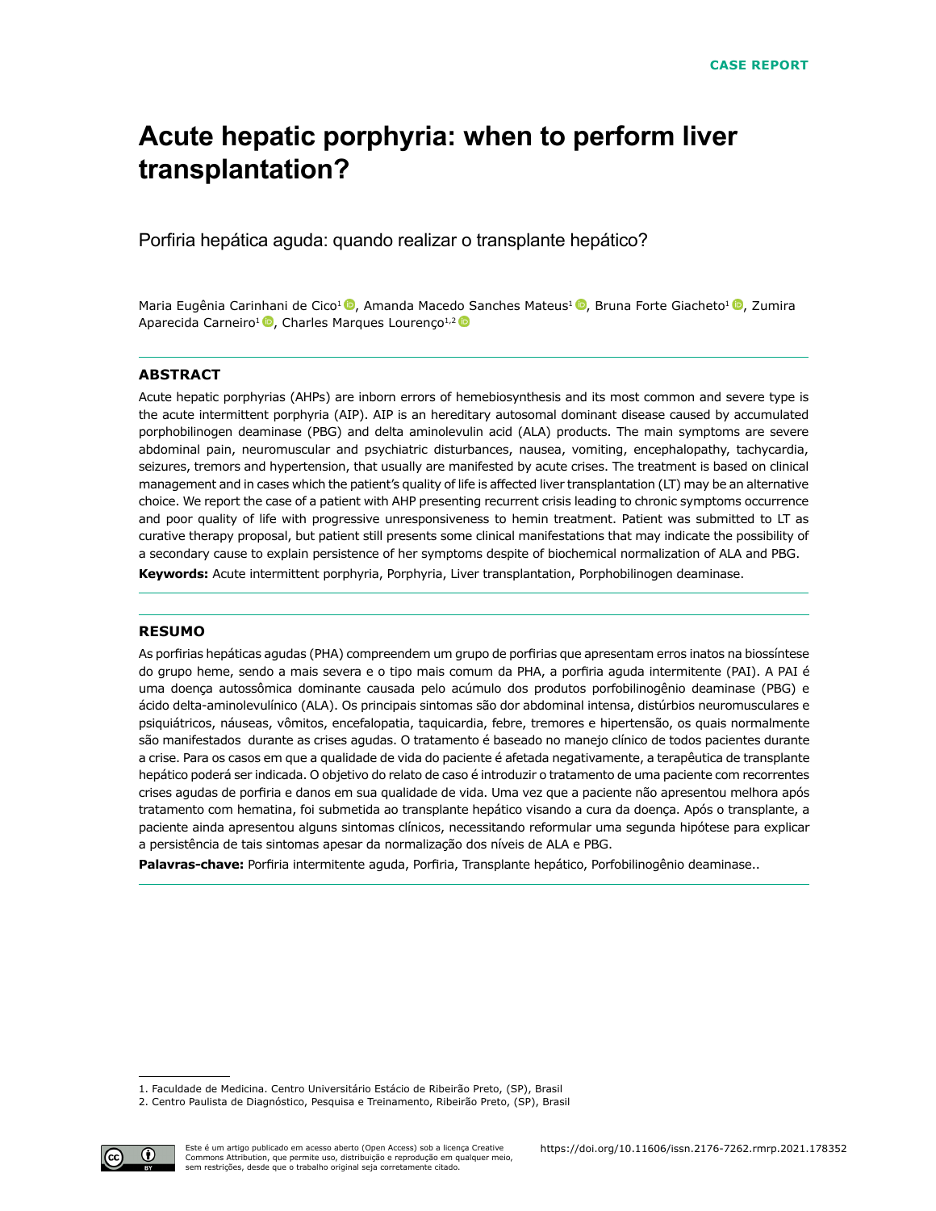CASE REPORT

# Acute hepatic porphyria: when to perform liver transplantation?

Porfiria hepática aguda: quando realizar o transplante hepático?

Maria Eugênia Carinhani de Cico[1], Amanda Macedo Sanches Mateus[1], Bruna Forte Giacheto[1], Zumira Aparecida Carneiro[1], Charles Marques Lourenço[1,2]

## ABSTRACT

Acute hepatic porphyrias (AHPs) are inborn errors of hemebiosynthesis and its most common and severe type is the acute intermittent porphyria (AIP). AIP is an hereditary autosomal dominant disease caused by accumulated porphobilinogen deaminase (PBG) and delta aminolevulin acid (ALA) products. The main symptoms are severe abdominal pain, neuromuscular and psychiatric disturbances, nausea, vomiting, encephalopathy, tachycardia, seizures, tremors and hypertension, that usually are manifested by acute crises. The treatment is based on clinical management and in cases which the patient's quality of life is affected liver transplantation (LT) may be an alternative choice. We report the case of a patient with AHP presenting recurrent crisis leading to chronic symptoms occurrence and poor quality of life with progressive unresponsiveness to hemin treatment. Patient was submitted to LT as curative therapy proposal, but patient still presents some clinical manifestations that may indicate the possibility of a secondary cause to explain persistence of her symptoms despite of biochemical normalization of ALA and PBG.

**Keywords:** Acute intermittent porphyria, Porphyria, Liver transplantation, Porphobilinogen deaminase.

## RESUMO

As porfirias hepáticas agudas (PHA) compreendem um grupo de porfirias que apresentam erros inatos na biossíntese do grupo heme, sendo a mais severa e o tipo mais comum da PHA, a porfiria aguda intermitente (PAI). A PAI é uma doença autossômica dominante causada pelo acúmulo dos produtos porfobilinogênio deaminase (PBG) e ácido delta-aminolevulínico (ALA). Os principais sintomas são dor abdominal intensa, distúrbios neuromusculares e psiquiátricos, náuseas, vômitos, encefalopatia, taquicardia, febre, tremores e hipertensão, os quais normalmente são manifestados durante as crises agudas. O tratamento é baseado no manejo clínico de todos pacientes durante a crise. Para os casos em que a qualidade de vida do paciente é afetada negativamente, a terapêutica de transplante hepático poderá ser indicada. O objetivo do relato de caso é introduzir o tratamento de uma paciente com recorrentes crises agudas de porfiria e danos em sua qualidade de vida. Uma vez que a paciente não apresentou melhora após tratamento com hematina, foi submetida ao transplante hepático visando a cura da doença. Após o transplante, a paciente ainda apresentou alguns sintomas clínicos, necessitando reformular uma segunda hipótese para explicar a persistência de tais sintomas apesar da normalização dos níveis de ALA e PBG.

**Palavras-chave:** Porfiria intermitente aguda, Porfiria, Transplante hepático, Porfobilinogênio deaminase..

1. Faculdade de Medicina. Centro Universitário Estácio de Ribeirão Preto, (SP), Brasil
2. Centro Paulista de Diagnóstico, Pesquisa e Treinamento, Ribeirão Preto, (SP), Brasil

Este é um artigo publicado em acesso aberto (Open Access) sob a licença Creative Commons Attribution, que permite uso, distribuição e reprodução em qualquer meio, sem restrições, desde que o trabalho original seja corretamente citado.

https://doi.org/10.11606/issn.2176-7262.rmrp.2021.178352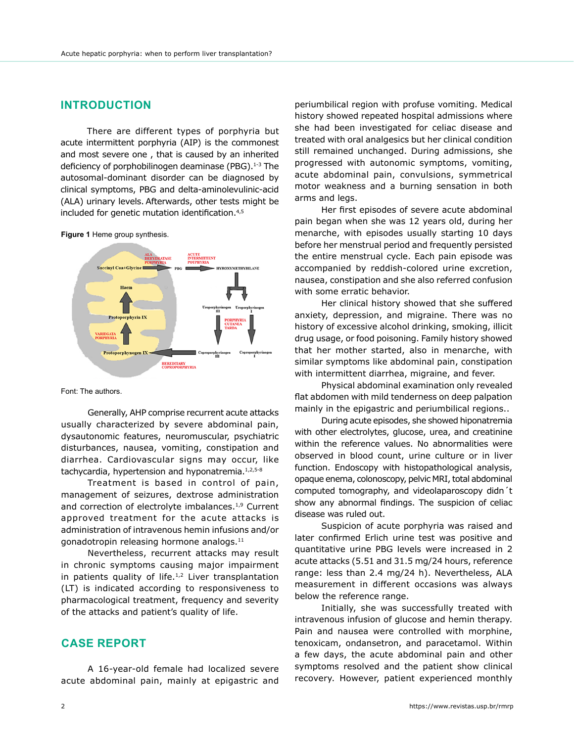## INTRODUCTION

There are different types of porphyria but acute intermittent porphyria (AIP) is the commonest and most severe one , that is caused by an inherited deficiency of porphobilinogen deaminase (PBG).[1-3] The autosomal-dominant disorder can be diagnosed by clinical symptoms, PBG and delta-aminolevulinic-acid (ALA) urinary levels. Afterwards, other tests might be included for genetic mutation identification.[4,5]

**Figure 1** Heme group synthesis.

Font: The authors.

Generally, AHP comprise recurrent acute attacks usually characterized by severe abdominal pain, dysautonomic features, neuromuscular, psychiatric disturbances, nausea, vomiting, constipation and diarrhea. Cardiovascular signs may occur, like tachycardia, hypertension and hyponatremia.[1,2,5-8]

Treatment is based in control of pain, management of seizures, dextrose administration and correction of electrolyte imbalances.[1,9] Current approved treatment for the acute attacks is administration of intravenous hemin infusions and/or gonadotropin releasing hormone analogs.[11]

Nevertheless, recurrent attacks may result in chronic symptoms causing major impairment in patients quality of life.[1,2] Liver transplantation (LT) is indicated according to responsiveness to pharmacological treatment, frequency and severity of the attacks and patient's quality of life.

## CASE REPORT

A 16-year-old female had localized severe acute abdominal pain, mainly at epigastric and periumbilical region with profuse vomiting. Medical history showed repeated hospital admissions where she had been investigated for celiac disease and treated with oral analgesics but her clinical condition still remained unchanged. During admissions, she progressed with autonomic symptoms, vomiting, acute abdominal pain, convulsions, symmetrical motor weakness and a burning sensation in both arms and legs.

Her first episodes of severe acute abdominal pain began when she was 12 years old, during her menarche, with episodes usually starting 10 days before her menstrual period and frequently persisted the entire menstrual cycle. Each pain episode was accompanied by reddish-colored urine excretion, nausea, constipation and she also referred confusion with some erratic behavior.

Her clinical history showed that she suffered anxiety, depression, and migraine. There was no history of excessive alcohol drinking, smoking, illicit drug usage, or food poisoning. Family history showed that her mother started, also in menarche, with similar symptoms like abdominal pain, constipation with intermittent diarrhea, migraine, and fever.

Physical abdominal examination only revealed flat abdomen with mild tenderness on deep palpation mainly in the epigastric and periumbilical regions..

During acute episodes, she showed hiponatremia with other electrolytes, glucose, urea, and creatinine within the reference values. No abnormalities were observed in blood count, urine culture or in liver function. Endoscopy with histopathological analysis, opaque enema, colonoscopy, pelvic MRI, total abdominal computed tomography, and videolaparoscopy didn´t show any abnormal findings. The suspicion of celiac disease was ruled out.

Suspicion of acute porphyria was raised and later confirmed Erlich urine test was positive and quantitative urine PBG levels were increased in 2 acute attacks (5.51 and 31.5 mg/24 hours, reference range: less than 2.4 mg/24 h). Nevertheless, ALA measurement in different occasions was always below the reference range.

Initially, she was successfully treated with intravenous infusion of glucose and hemin therapy. Pain and nausea were controlled with morphine, tenoxicam, ondansetron, and paracetamol. Within a few days, the acute abdominal pain and other symptoms resolved and the patient show clinical recovery. However, patient experienced monthly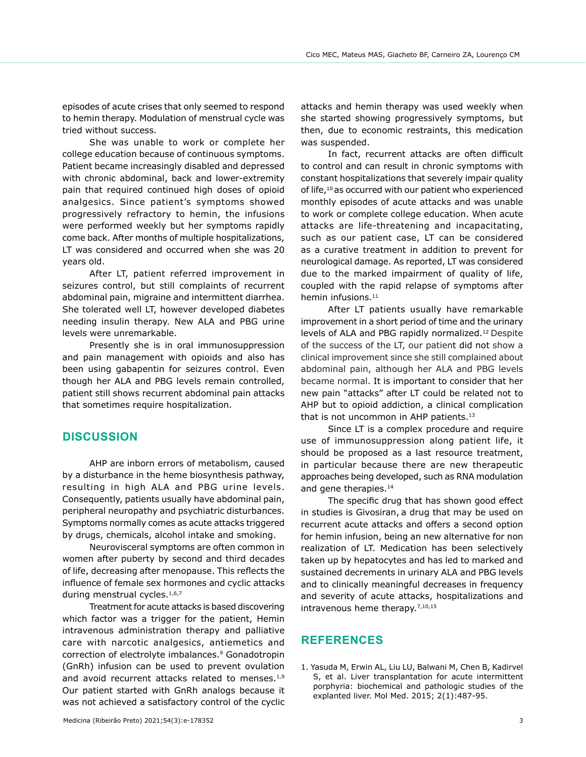episodes of acute crises that only seemed to respond to hemin therapy. Modulation of menstrual cycle was tried without success.

She was unable to work or complete her college education because of continuous symptoms. Patient became increasingly disabled and depressed with chronic abdominal, back and lower-extremity pain that required continued high doses of opioid analgesics. Since patient's symptoms showed progressively refractory to hemin, the infusions were performed weekly but her symptoms rapidly come back. After months of multiple hospitalizations, LT was considered and occurred when she was 20 years old.

After LT, patient referred improvement in seizures control, but still complaints of recurrent abdominal pain, migraine and intermittent diarrhea. She tolerated well LT, however developed diabetes needing insulin therapy. New ALA and PBG urine levels were unremarkable.

Presently she is in oral immunosuppression and pain management with opioids and also has been using gabapentin for seizures control. Even though her ALA and PBG levels remain controlled, patient still shows recurrent abdominal pain attacks that sometimes require hospitalization.

## DISCUSSION

AHP are inborn errors of metabolism, caused by a disturbance in the heme biosynthesis pathway, resulting in high ALA and PBG urine levels. Consequently, patients usually have abdominal pain, peripheral neuropathy and psychiatric disturbances. Symptoms normally comes as acute attacks triggered by drugs, chemicals, alcohol intake and smoking.

Neurovisceral symptoms are often common in women after puberty by second and third decades of life, decreasing after menopause. This reflects the influence of female sex hormones and cyclic attacks during menstrual cycles.[1,6,7]

Treatment for acute attacks is based discovering which factor was a trigger for the patient, Hemin intravenous administration therapy and palliative care with narcotic analgesics, antiemetics and correction of electrolyte imbalances.[9] Gonadotropin (GnRh) infusion can be used to prevent ovulation and avoid recurrent attacks related to menses.[1,9] Our patient started with GnRh analogs because it was not achieved a satisfactory control of the cyclic attacks and hemin therapy was used weekly when she started showing progressively symptoms, but then, due to economic restraints, this medication was suspended.

In fact, recurrent attacks are often difficult to control and can result in chronic symptoms with constant hospitalizations that severely impair quality of life,[10] as occurred with our patient who experienced monthly episodes of acute attacks and was unable to work or complete college education. When acute attacks are life-threatening and incapacitating, such as our patient case, LT can be considered as a curative treatment in addition to prevent for neurological damage. As reported, LT was considered due to the marked impairment of quality of life, coupled with the rapid relapse of symptoms after hemin infusions.[11]

After LT patients usually have remarkable improvement in a short period of time and the urinary levels of ALA and PBG rapidly normalized.[12] Despite of the success of the LT, our patient did not show a clinical improvement since she still complained about abdominal pain, although her ALA and PBG levels became normal. It is important to consider that her new pain "attacks" after LT could be related not to AHP but to opioid addiction, a clinical complication that is not uncommon in AHP patients.[13]

Since LT is a complex procedure and require use of immunosuppression along patient life, it should be proposed as a last resource treatment, in particular because there are new therapeutic approaches being developed, such as RNA modulation and gene therapies.[14]

The specific drug that has shown good effect in studies is Givosiran, a drug that may be used on recurrent acute attacks and offers a second option for hemin infusion, being an new alternative for non realization of LT. Medication has been selectively taken up by hepatocytes and has led to marked and sustained decrements in urinary ALA and PBG levels and to clinically meaningful decreases in frequency and severity of acute attacks, hospitalizations and intravenous heme therapy.[7,10,15]

## REFERENCES

1. Yasuda M, Erwin AL, Liu LU, Balwani M, Chen B, Kadirvel S, et al. Liver transplantation for acute intermittent porphyria: biochemical and pathologic studies of the explanted liver. Mol Med. 2015; 2(1):487-95.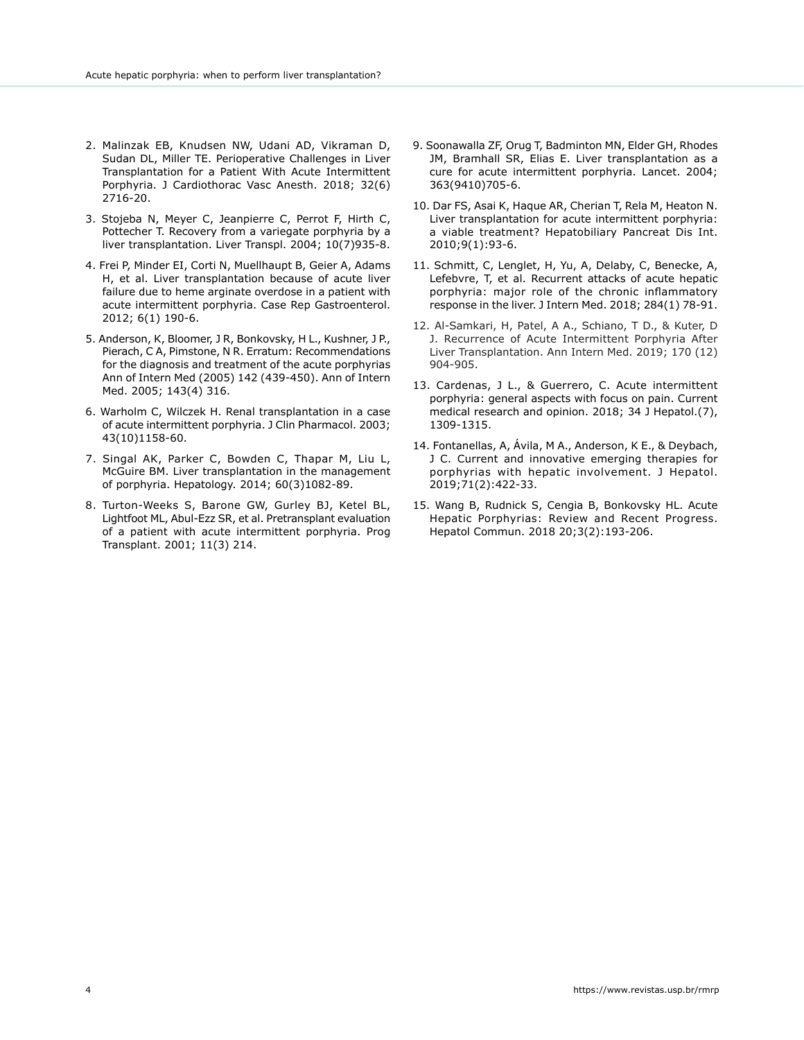2. Malinzak EB, Knudsen NW, Udani AD, Vikraman D, Sudan DL, Miller TE. Perioperative Challenges in Liver Transplantation for a Patient With Acute Intermittent Porphyria. J Cardiothorac Vasc Anesth. 2018; 32(6) 2716-20.

3. Stojeba N, Meyer C, Jeanpierre C, Perrot F, Hirth C, Pottecher T. Recovery from a variegate porphyria by a liver transplantation. Liver Transpl. 2004; 10(7)935-8.

4. Frei P, Minder EI, Corti N, Muellhaupt B, Geier A, Adams H, et al. Liver transplantation because of acute liver failure due to heme arginate overdose in a patient with acute intermittent porphyria. Case Rep Gastroenterol. 2012; 6(1) 190-6.

5. Anderson, K, Bloomer, J R, Bonkovsky, H L., Kushner, J P., Pierach, C A, Pimstone, N R. Erratum: Recommendations for the diagnosis and treatment of the acute porphyrias Ann of Intern Med (2005) 142 (439-450). Ann of Intern Med. 2005; 143(4) 316.

6. Warholm C, Wilczek H. Renal transplantation in a case of acute intermittent porphyria. J Clin Pharmacol. 2003; 43(10)1158-60.

7. Singal AK, Parker C, Bowden C, Thapar M, Liu L, McGuire BM. Liver transplantation in the management of porphyria. Hepatology. 2014; 60(3)1082-89.

8. Turton-Weeks S, Barone GW, Gurley BJ, Ketel BL, Lightfoot ML, Abul-Ezz SR, et al. Pretransplant evaluation of a patient with acute intermittent porphyria. Prog Transplant. 2001; 11(3) 214.

9. Soonawalla ZF, Orug T, Badminton MN, Elder GH, Rhodes JM, Bramhall SR, Elias E. Liver transplantation as a cure for acute intermittent porphyria. Lancet. 2004; 363(9410)705-6.

10. Dar FS, Asai K, Haque AR, Cherian T, Rela M, Heaton N. Liver transplantation for acute intermittent porphyria: a viable treatment? Hepatobiliary Pancreat Dis Int. 2010;9(1):93-6.

11. Schmitt, C, Lenglet, H, Yu, A, Delaby, C, Benecke, A, Lefebvre, T, et al. Recurrent attacks of acute hepatic porphyria: major role of the chronic inflammatory response in the liver. J Intern Med. 2018; 284(1) 78-91.

12. Al-Samkari, H, Patel, A A., Schiano, T D., & Kuter, D J. Recurrence of Acute Intermittent Porphyria After Liver Transplantation. Ann Intern Med. 2019; 170 (12) 904-905.

13. Cardenas, J L., & Guerrero, C. Acute intermittent porphyria: general aspects with focus on pain. Current medical research and opinion. 2018; 34 J Hepatol.(7), 1309-1315.

14. Fontanellas, A, Ávila, M A., Anderson, K E., & Deybach, J C. Current and innovative emerging therapies for porphyrias with hepatic involvement. J Hepatol. 2019;71(2):422-33.

15. Wang B, Rudnick S, Cengia B, Bonkovsky HL. Acute Hepatic Porphyrias: Review and Recent Progress. Hepatol Commun. 2018 20;3(2):193-206.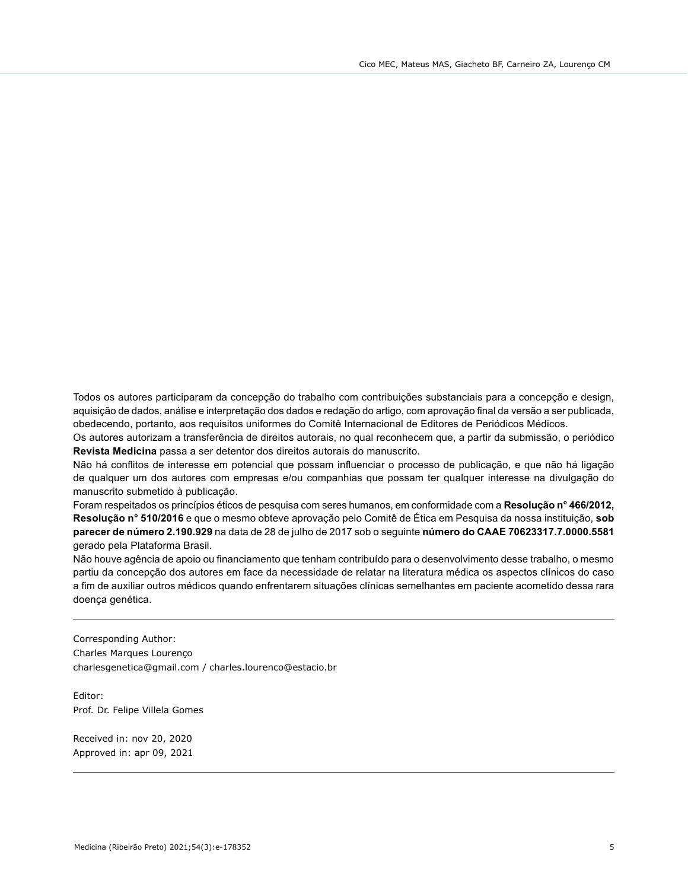Todos os autores participaram da concepção do trabalho com contribuições substanciais para a concepção e design, aquisição de dados, análise e interpretação dos dados e redação do artigo, com aprovação final da versão a ser publicada, obedecendo, portanto, aos requisitos uniformes do Comitê Internacional de Editores de Periódicos Médicos.

Os autores autorizam a transferência de direitos autorais, no qual reconhecem que, a partir da submissão, o periódico **Revista Medicina** passa a ser detentor dos direitos autorais do manuscrito.

Não há conflitos de interesse em potencial que possam influenciar o processo de publicação, e que não há ligação de qualquer um dos autores com empresas e/ou companhias que possam ter qualquer interesse na divulgação do manuscrito submetido à publicação.

Foram respeitados os princípios éticos de pesquisa com seres humanos, em conformidade com a **Resolução n° 466/2012, Resolução n° 510/2016** e que o mesmo obteve aprovação pelo Comitê de Ética em Pesquisa da nossa instituição, **sob parecer de número 2.190.929** na data de 28 de julho de 2017 sob o seguinte **número do CAAE 70623317.7.0000.5581** gerado pela Plataforma Brasil.

Não houve agência de apoio ou financiamento que tenham contribuído para o desenvolvimento desse trabalho, o mesmo partiu da concepção dos autores em face da necessidade de relatar na literatura médica os aspectos clínicos do caso a fim de auxiliar outros médicos quando enfrentarem situações clínicas semelhantes em paciente acometido dessa rara doença genética.

---

Corresponding Author:
Charles Marques Lourenço
charlesgenetica@gmail.com / charles.lourenco@estacio.br

Editor:
Prof. Dr. Felipe Villela Gomes

Received in: nov 20, 2020
Approved in: apr 09, 2021

---